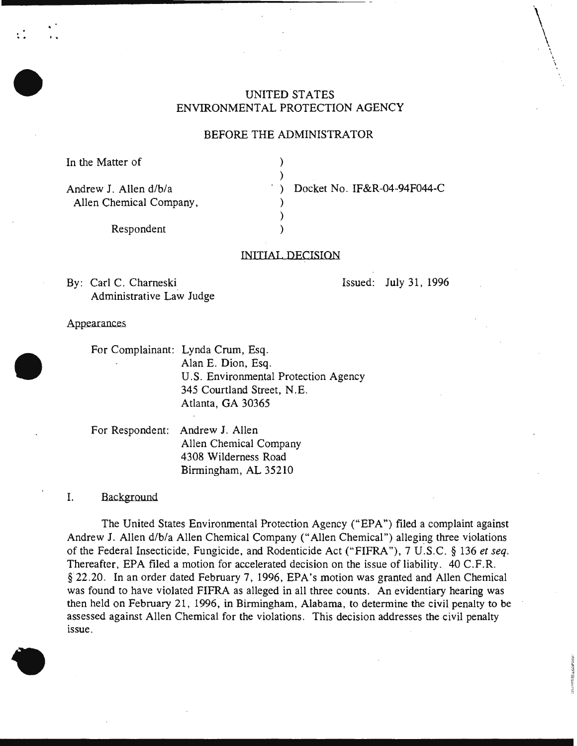UNITED STATES
ENVIRONMENTAL PROTECTION AGENCY

BEFORE THE ADMINISTRATOR

| | | |
|---|---|---|
| In the Matter of | ) | |
| | ) | |
| Andrew J. Allen d/b/a | ) | Docket No. IF&R-04-94F044-C |
| Allen Chemical Company, | ) | |
| | ) | |
| Respondent | ) | |

INITIAL DECISION

By: Carl C. Charneski
Administrative Law Judge

Issued: July 31, 1996

Appearances

For Complainant: Lynda Crum, Esq.
Alan E. Dion, Esq.
U.S. Environmental Protection Agency
345 Courtland Street, N.E.
Atlanta, GA 30365

For Respondent: Andrew J. Allen
Allen Chemical Company
4308 Wilderness Road
Birmingham, AL 35210

## I. Background

The United States Environmental Protection Agency ("EPA") filed a complaint against Andrew J. Allen d/b/a Allen Chemical Company ("Allen Chemical") alleging three violations of the Federal Insecticide, Fungicide, and Rodenticide Act ("FIFRA"), 7 U.S.C. § 136 *et seq.* Thereafter, EPA filed a motion for accelerated decision on the issue of liability. 40 C.F.R. § 22.20. In an order dated February 7, 1996, EPA's motion was granted and Allen Chemical was found to have violated FIFRA as alleged in all three counts. An evidentiary hearing was then held on February 21, 1996, in Birmingham, Alabama, to determine the civil penalty to be assessed against Allen Chemical for the violations. This decision addresses the civil penalty issue.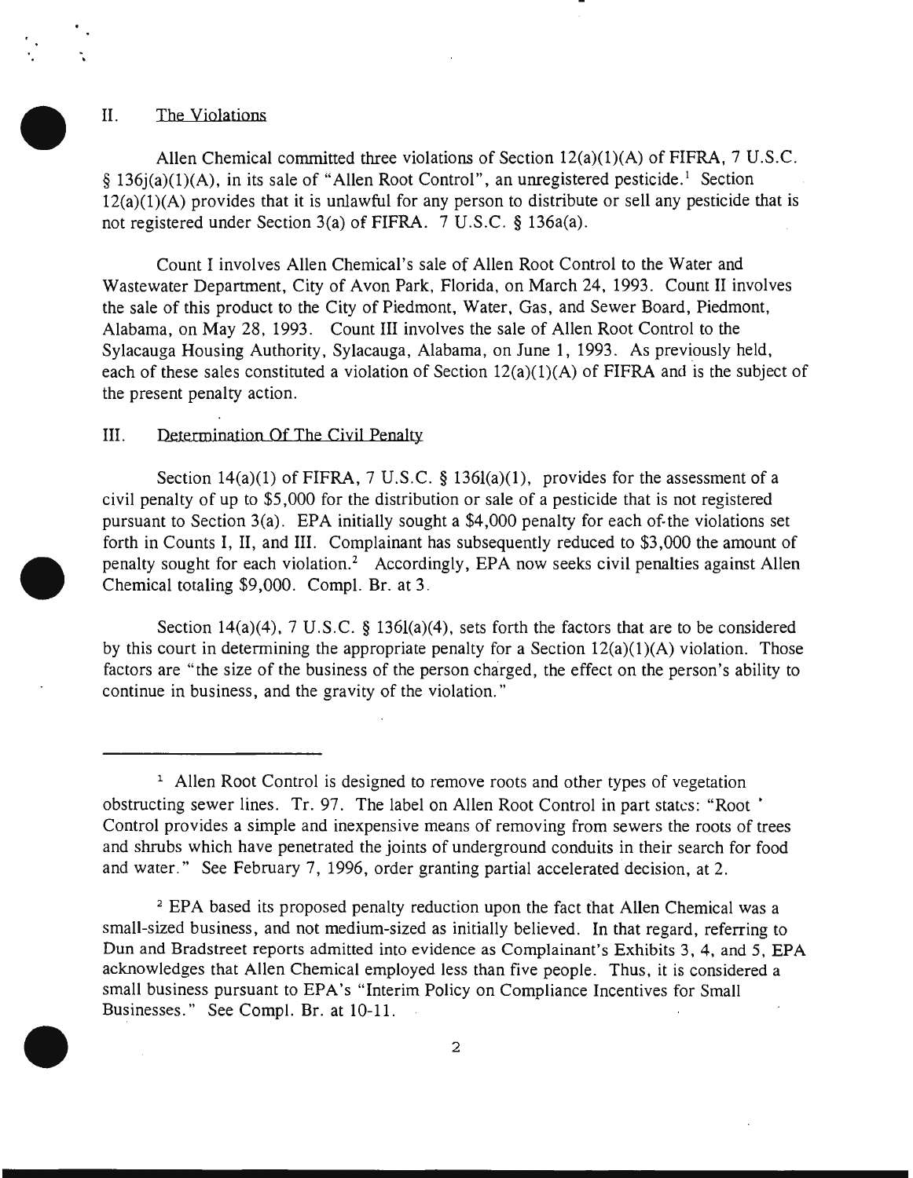## II. The Violations

Allen Chemical committed three violations of Section 12(a)(1)(A) of FIFRA, 7 U.S.C. § 136j(a)(1)(A), in its sale of "Allen Root Control", an unregistered pesticide.[1] Section 12(a)(1)(A) provides that it is unlawful for any person to distribute or sell any pesticide that is not registered under Section 3(a) of FIFRA. 7 U.S.C. § 136a(a).

Count I involves Allen Chemical's sale of Allen Root Control to the Water and Wastewater Department, City of Avon Park, Florida, on March 24, 1993. Count II involves the sale of this product to the City of Piedmont, Water, Gas, and Sewer Board, Piedmont, Alabama, on May 28, 1993. Count III involves the sale of Allen Root Control to the Sylacauga Housing Authority, Sylacauga, Alabama, on June 1, 1993. As previously held, each of these sales constituted a violation of Section 12(a)(1)(A) of FIFRA and is the subject of the present penalty action.

## III. Determination Of The Civil Penalty

Section 14(a)(1) of FIFRA, 7 U.S.C. § 136l(a)(1), provides for the assessment of a civil penalty of up to $5,000 for the distribution or sale of a pesticide that is not registered pursuant to Section 3(a). EPA initially sought a $4,000 penalty for each of the violations set forth in Counts I, II, and III. Complainant has subsequently reduced to $3,000 the amount of penalty sought for each violation.[2] Accordingly, EPA now seeks civil penalties against Allen Chemical totaling $9,000. Compl. Br. at 3.

Section 14(a)(4), 7 U.S.C. § 136l(a)(4), sets forth the factors that are to be considered by this court in determining the appropriate penalty for a Section 12(a)(1)(A) violation. Those factors are "the size of the business of the person charged, the effect on the person's ability to continue in business, and the gravity of the violation."

---

[1] Allen Root Control is designed to remove roots and other types of vegetation obstructing sewer lines. Tr. 97. The label on Allen Root Control in part states: "Root Control provides a simple and inexpensive means of removing from sewers the roots of trees and shrubs which have penetrated the joints of underground conduits in their search for food and water." See February 7, 1996, order granting partial accelerated decision, at 2.

[2] EPA based its proposed penalty reduction upon the fact that Allen Chemical was a small-sized business, and not medium-sized as initially believed. In that regard, referring to Dun and Bradstreet reports admitted into evidence as Complainant's Exhibits 3, 4, and 5, EPA acknowledges that Allen Chemical employed less than five people. Thus, it is considered a small business pursuant to EPA's "Interim Policy on Compliance Incentives for Small Businesses." See Compl. Br. at 10-11.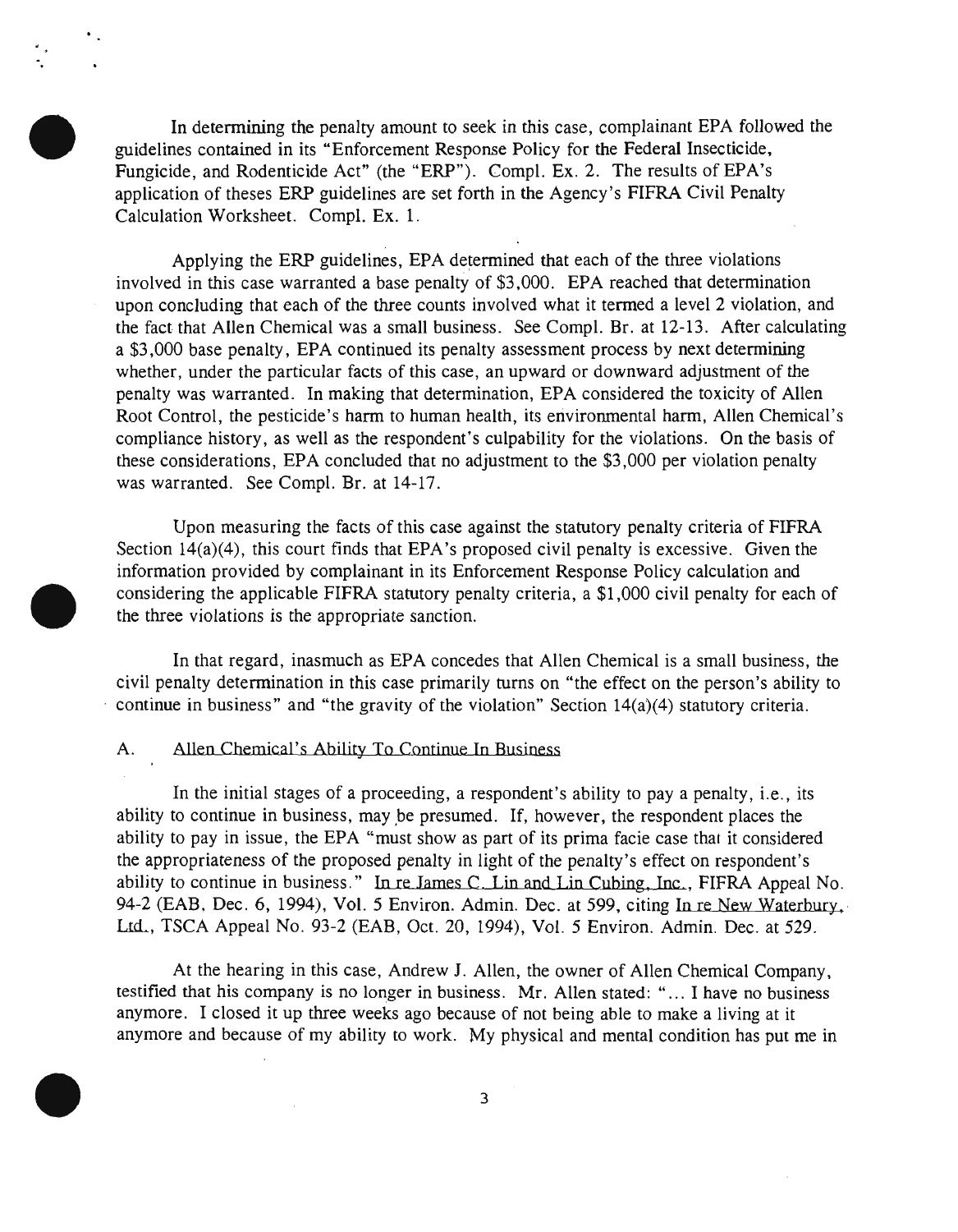In determining the penalty amount to seek in this case, complainant EPA followed the guidelines contained in its "Enforcement Response Policy for the Federal Insecticide, Fungicide, and Rodenticide Act" (the "ERP"). Compl. Ex. 2. The results of EPA's application of theses ERP guidelines are set forth in the Agency's FIFRA Civil Penalty Calculation Worksheet. Compl. Ex. 1.

Applying the ERP guidelines, EPA determined that each of the three violations involved in this case warranted a base penalty of $3,000. EPA reached that determination upon concluding that each of the three counts involved what it termed a level 2 violation, and the fact that Allen Chemical was a small business. See Compl. Br. at 12-13. After calculating a $3,000 base penalty, EPA continued its penalty assessment process by next determining whether, under the particular facts of this case, an upward or downward adjustment of the penalty was warranted. In making that determination, EPA considered the toxicity of Allen Root Control, the pesticide's harm to human health, its environmental harm, Allen Chemical's compliance history, as well as the respondent's culpability for the violations. On the basis of these considerations, EPA concluded that no adjustment to the $3,000 per violation penalty was warranted. See Compl. Br. at 14-17.

Upon measuring the facts of this case against the statutory penalty criteria of FIFRA Section 14(a)(4), this court finds that EPA's proposed civil penalty is excessive. Given the information provided by complainant in its Enforcement Response Policy calculation and considering the applicable FIFRA statutory penalty criteria, a $1,000 civil penalty for each of the three violations is the appropriate sanction.

In that regard, inasmuch as EPA concedes that Allen Chemical is a small business, the civil penalty determination in this case primarily turns on "the effect on the person's ability to continue in business" and "the gravity of the violation" Section 14(a)(4) statutory criteria.

## A. Allen Chemical's Ability To Continue In Business

In the initial stages of a proceeding, a respondent's ability to pay a penalty, i.e., its ability to continue in business, may be presumed. If, however, the respondent places the ability to pay in issue, the EPA "must show as part of its prima facie case that it considered the appropriateness of the proposed penalty in light of the penalty's effect on respondent's ability to continue in business." In re James C. Lin and Lin Cubing, Inc., FIFRA Appeal No. 94-2 (EAB, Dec. 6, 1994), Vol. 5 Environ. Admin. Dec. at 599, citing In re New Waterbury, Ltd., TSCA Appeal No. 93-2 (EAB, Oct. 20, 1994), Vol. 5 Environ. Admin. Dec. at 529.

At the hearing in this case, Andrew J. Allen, the owner of Allen Chemical Company, testified that his company is no longer in business. Mr. Allen stated: "... I have no business anymore. I closed it up three weeks ago because of not being able to make a living at it anymore and because of my ability to work. My physical and mental condition has put me in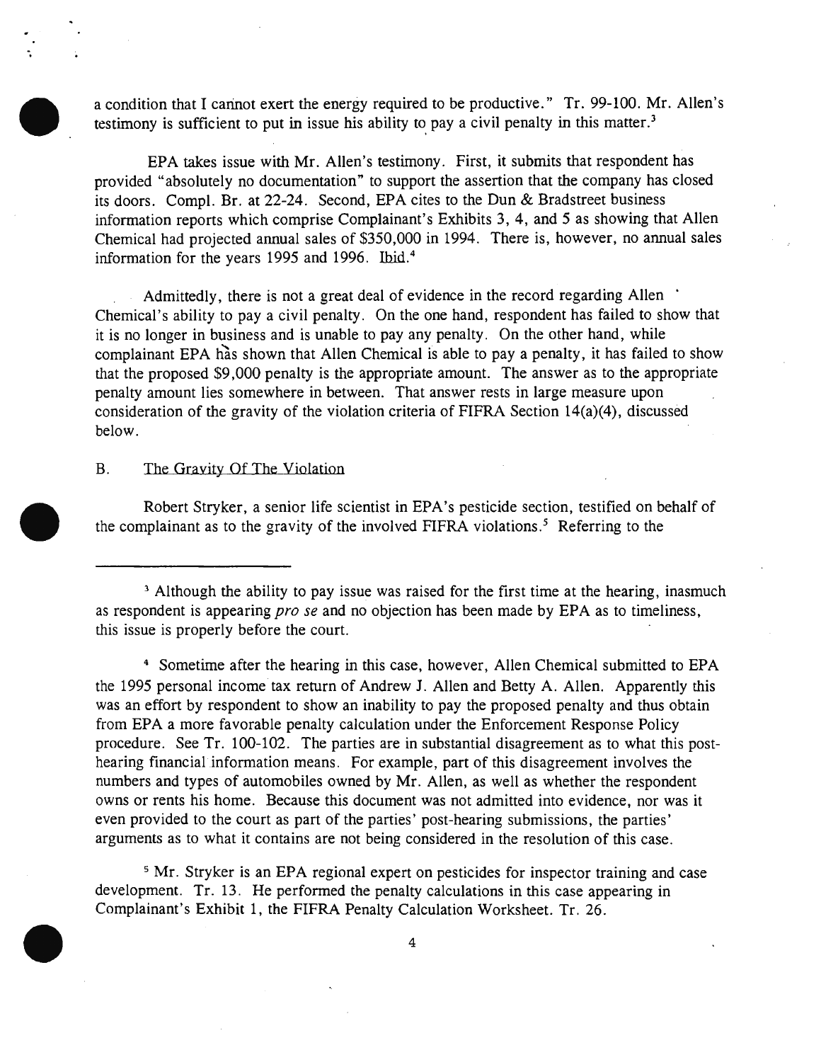a condition that I cannot exert the energy required to be productive." Tr. 99-100. Mr. Allen's testimony is sufficient to put in issue his ability to pay a civil penalty in this matter.[3]

EPA takes issue with Mr. Allen's testimony. First, it submits that respondent has provided "absolutely no documentation" to support the assertion that the company has closed its doors. Compl. Br. at 22-24. Second, EPA cites to the Dun & Bradstreet business information reports which comprise Complainant's Exhibits 3, 4, and 5 as showing that Allen Chemical had projected annual sales of $350,000 in 1994. There is, however, no annual sales information for the years 1995 and 1996. Ibid.[4]

Admittedly, there is not a great deal of evidence in the record regarding Allen Chemical's ability to pay a civil penalty. On the one hand, respondent has failed to show that it is no longer in business and is unable to pay any penalty. On the other hand, while complainant EPA has shown that Allen Chemical is able to pay a penalty, it has failed to show that the proposed $9,000 penalty is the appropriate amount. The answer as to the appropriate penalty amount lies somewhere in between. That answer rests in large measure upon consideration of the gravity of the violation criteria of FIFRA Section 14(a)(4), discussed below.

## B. The Gravity Of The Violation

Robert Stryker, a senior life scientist in EPA's pesticide section, testified on behalf of the complainant as to the gravity of the involved FIFRA violations.[5] Referring to the

---

[3] Although the ability to pay issue was raised for the first time at the hearing, inasmuch as respondent is appearing *pro se* and no objection has been made by EPA as to timeliness, this issue is properly before the court.

[4] Sometime after the hearing in this case, however, Allen Chemical submitted to EPA the 1995 personal income tax return of Andrew J. Allen and Betty A. Allen. Apparently this was an effort by respondent to show an inability to pay the proposed penalty and thus obtain from EPA a more favorable penalty calculation under the Enforcement Response Policy procedure. See Tr. 100-102. The parties are in substantial disagreement as to what this post-hearing financial information means. For example, part of this disagreement involves the numbers and types of automobiles owned by Mr. Allen, as well as whether the respondent owns or rents his home. Because this document was not admitted into evidence, nor was it even provided to the court as part of the parties' post-hearing submissions, the parties' arguments as to what it contains are not being considered in the resolution of this case.

[5] Mr. Stryker is an EPA regional expert on pesticides for inspector training and case development. Tr. 13. He performed the penalty calculations in this case appearing in Complainant's Exhibit 1, the FIFRA Penalty Calculation Worksheet. Tr. 26.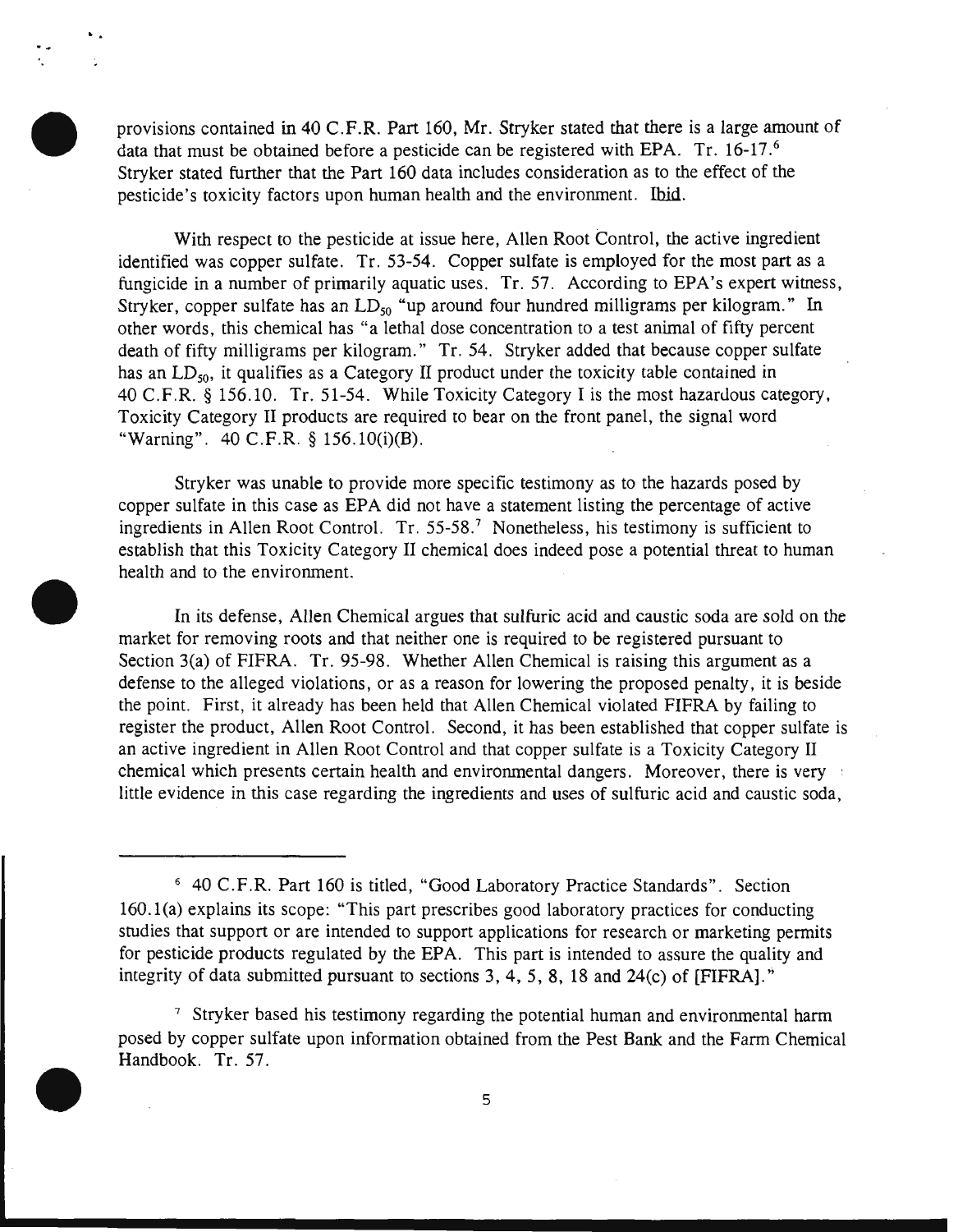provisions contained in 40 C.F.R. Part 160, Mr. Stryker stated that there is a large amount of data that must be obtained before a pesticide can be registered with EPA. Tr. 16-17.[6] Stryker stated further that the Part 160 data includes consideration as to the effect of the pesticide's toxicity factors upon human health and the environment. Ibid.

With respect to the pesticide at issue here, Allen Root Control, the active ingredient identified was copper sulfate. Tr. 53-54. Copper sulfate is employed for the most part as a fungicide in a number of primarily aquatic uses. Tr. 57. According to EPA's expert witness, Stryker, copper sulfate has an $LD_{50}$ "up around four hundred milligrams per kilogram." In other words, this chemical has "a lethal dose concentration to a test animal of fifty percent death of fifty milligrams per kilogram." Tr. 54. Stryker added that because copper sulfate has an $LD_{50}$, it qualifies as a Category II product under the toxicity table contained in 40 C.F.R. § 156.10. Tr. 51-54. While Toxicity Category I is the most hazardous category, Toxicity Category II products are required to bear on the front panel, the signal word "Warning". 40 C.F.R. § 156.10(i)(B).

Stryker was unable to provide more specific testimony as to the hazards posed by copper sulfate in this case as EPA did not have a statement listing the percentage of active ingredients in Allen Root Control. Tr. 55-58.[7] Nonetheless, his testimony is sufficient to establish that this Toxicity Category II chemical does indeed pose a potential threat to human health and to the environment.

In its defense, Allen Chemical argues that sulfuric acid and caustic soda are sold on the market for removing roots and that neither one is required to be registered pursuant to Section 3(a) of FIFRA. Tr. 95-98. Whether Allen Chemical is raising this argument as a defense to the alleged violations, or as a reason for lowering the proposed penalty, it is beside the point. First, it already has been held that Allen Chemical violated FIFRA by failing to register the product, Allen Root Control. Second, it has been established that copper sulfate is an active ingredient in Allen Root Control and that copper sulfate is a Toxicity Category II chemical which presents certain health and environmental dangers. Moreover, there is very little evidence in this case regarding the ingredients and uses of sulfuric acid and caustic soda,

---

[6] 40 C.F.R. Part 160 is titled, "Good Laboratory Practice Standards". Section 160.1(a) explains its scope: "This part prescribes good laboratory practices for conducting studies that support or are intended to support applications for research or marketing permits for pesticide products regulated by the EPA. This part is intended to assure the quality and integrity of data submitted pursuant to sections 3, 4, 5, 8, 18 and 24(c) of [FIFRA]."

[7] Stryker based his testimony regarding the potential human and environmental harm posed by copper sulfate upon information obtained from the Pest Bank and the Farm Chemical Handbook. Tr. 57.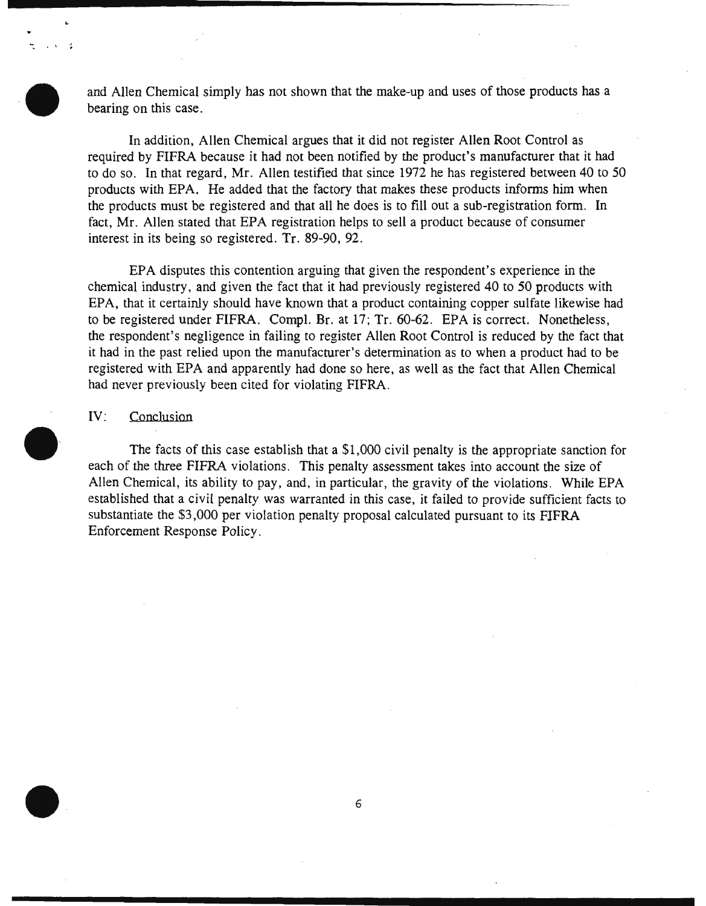and Allen Chemical simply has not shown that the make-up and uses of those products has a bearing on this case.

In addition, Allen Chemical argues that it did not register Allen Root Control as required by FIFRA because it had not been notified by the product's manufacturer that it had to do so. In that regard, Mr. Allen testified that since 1972 he has registered between 40 to 50 products with EPA. He added that the factory that makes these products informs him when the products must be registered and that all he does is to fill out a sub-registration form. In fact, Mr. Allen stated that EPA registration helps to sell a product because of consumer interest in its being so registered. Tr. 89-90, 92.

EPA disputes this contention arguing that given the respondent's experience in the chemical industry, and given the fact that it had previously registered 40 to 50 products with EPA, that it certainly should have known that a product containing copper sulfate likewise had to be registered under FIFRA. Compl. Br. at 17; Tr. 60-62. EPA is correct. Nonetheless, the respondent's negligence in failing to register Allen Root Control is reduced by the fact that it had in the past relied upon the manufacturer's determination as to when a product had to be registered with EPA and apparently had done so here, as well as the fact that Allen Chemical had never previously been cited for violating FIFRA.

## IV: Conclusion

The facts of this case establish that a $1,000 civil penalty is the appropriate sanction for each of the three FIFRA violations. This penalty assessment takes into account the size of Allen Chemical, its ability to pay, and, in particular, the gravity of the violations. While EPA established that a civil penalty was warranted in this case, it failed to provide sufficient facts to substantiate the $3,000 per violation penalty proposal calculated pursuant to its FIFRA Enforcement Response Policy.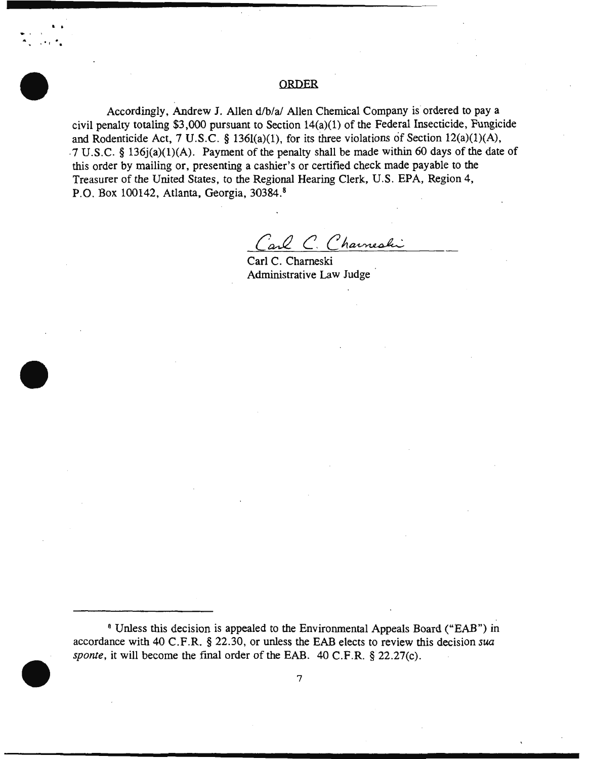## ORDER

Accordingly, Andrew J. Allen d/b/a/ Allen Chemical Company is ordered to pay a civil penalty totaling $3,000 pursuant to Section 14(a)(1) of the Federal Insecticide, Fungicide and Rodenticide Act, 7 U.S.C. § 136l(a)(1), for its three violations of Section 12(a)(1)(A), 7 U.S.C. § 136j(a)(1)(A). Payment of the penalty shall be made within 60 days of the date of this order by mailing or, presenting a cashier's or certified check made payable to the Treasurer of the United States, to the Regional Hearing Clerk, U.S. EPA, Region 4, P.O. Box 100142, Atlanta, Georgia, 30384.[8]

Carl C. Charneski

Carl C. Charneski
Administrative Law Judge

---

[8] Unless this decision is appealed to the Environmental Appeals Board ("EAB") in accordance with 40 C.F.R. § 22.30, or unless the EAB elects to review this decision *sua sponte*, it will become the final order of the EAB. 40 C.F.R. § 22.27(c).